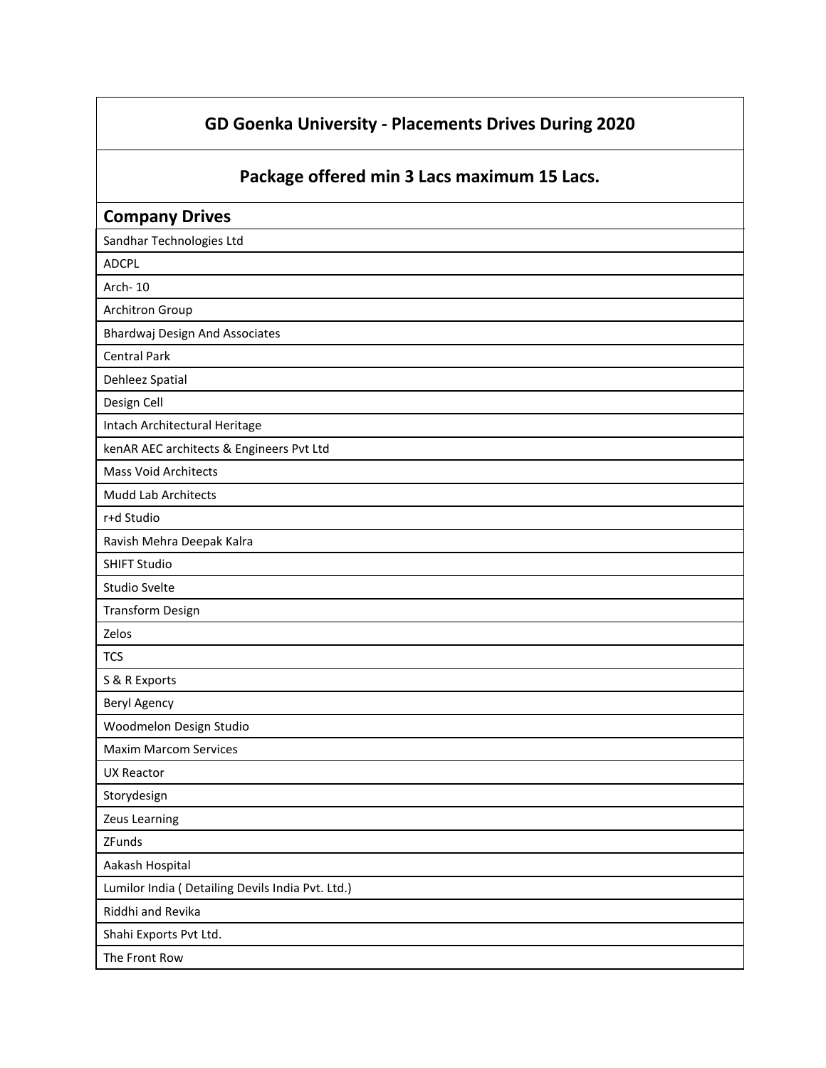| GD Goenka University - Placements Drives During 2020 |
|---|
| **Package offered min 3 Lacs maximum 15 Lacs.** |
| **Company Drives** |
| Sandhar Technologies Ltd |
| ADCPL |
| Arch- 10 |
| Architron Group |
| Bhardwaj Design And Associates |
| Central Park |
| Dehleez Spatial |
| Design Cell |
| Intach Architectural Heritage |
| kenAR AEC architects & Engineers Pvt Ltd |
| Mass Void Architects |
| Mudd Lab Architects |
| r+d Studio |
| Ravish Mehra Deepak Kalra |
| SHIFT Studio |
| Studio Svelte |
| Transform Design |
| Zelos |
| TCS |
| S & R Exports |
| Beryl Agency |
| Woodmelon Design Studio |
| Maxim Marcom Services |
| UX Reactor |
| Storydesign |
| Zeus Learning |
| ZFunds |
| Aakash Hospital |
| Lumilor India ( Detailing Devils India Pvt. Ltd.) |
| Riddhi and Revika |
| Shahi Exports Pvt Ltd. |
| The Front Row |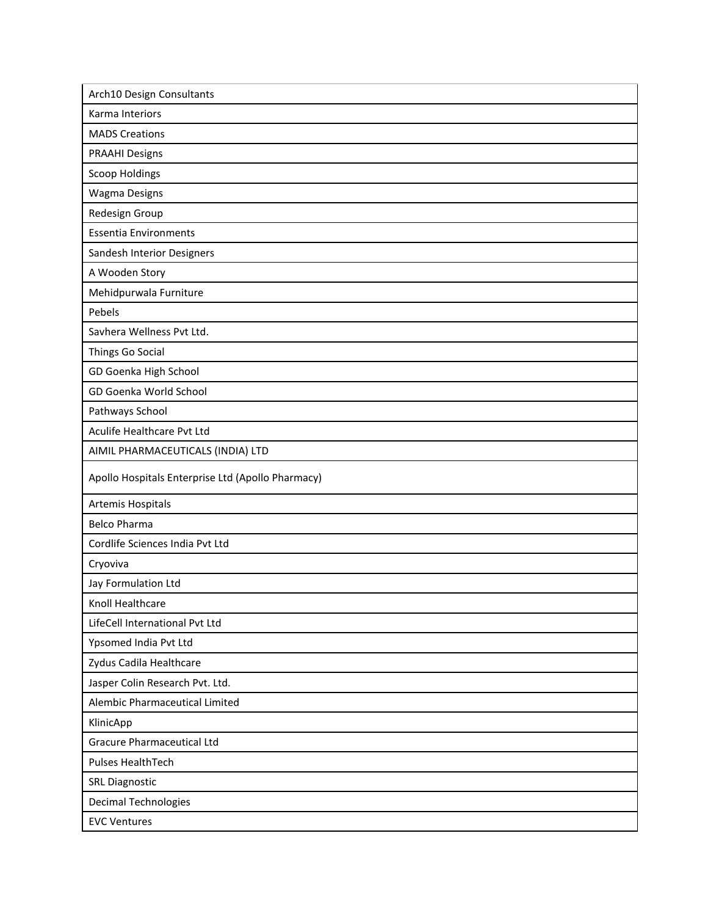| Arch10 Design Consultants |
| --- |
| Karma Interiors |
| MADS Creations |
| PRAAHI Designs |
| Scoop Holdings |
| Wagma Designs |
| Redesign Group |
| Essentia Environments |
| Sandesh Interior Designers |
| A Wooden Story |
| Mehidpurwala Furniture |
| Pebels |
| Savhera Wellness Pvt Ltd. |
| Things Go Social |
| GD Goenka High School |
| GD Goenka World School |
| Pathways School |
| Aculife Healthcare Pvt Ltd |
| AIMIL PHARMACEUTICALS (INDIA) LTD |
| Apollo Hospitals Enterprise Ltd (Apollo Pharmacy) |
| Artemis Hospitals |
| Belco Pharma |
| Cordlife Sciences India Pvt Ltd |
| Cryoviva |
| Jay Formulation Ltd |
| Knoll Healthcare |
| LifeCell International Pvt Ltd |
| Ypsomed India Pvt Ltd |
| Zydus Cadila Healthcare |
| Jasper Colin Research Pvt. Ltd. |
| Alembic Pharmaceutical Limited |
| KlinicApp |
| Gracure Pharmaceutical Ltd |
| Pulses HealthTech |
| SRL Diagnostic |
| Decimal Technologies |
| EVC Ventures |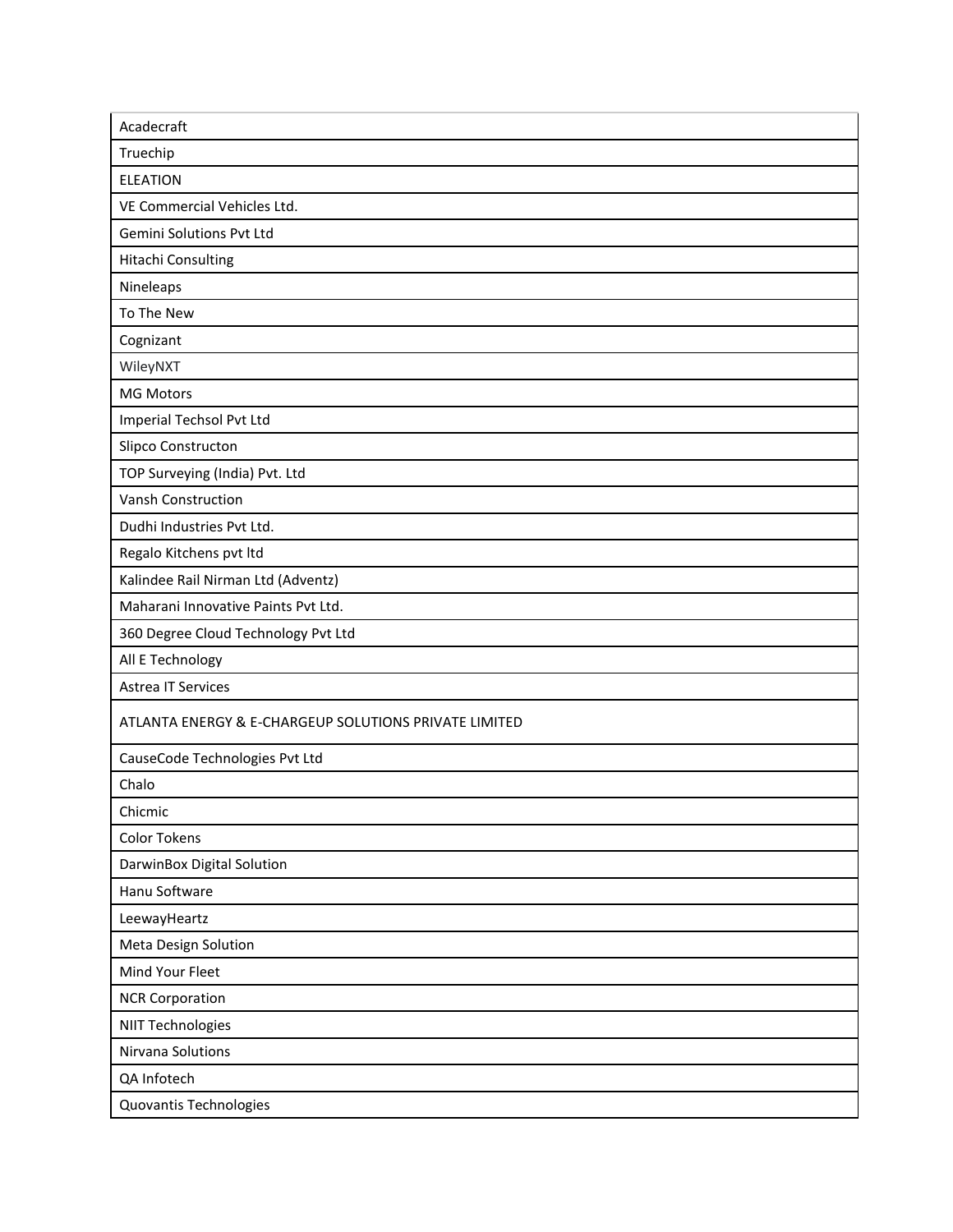| Acadecraft |
|---|
| Truechip |
| ELEATION |
| VE Commercial Vehicles Ltd. |
| Gemini Solutions Pvt Ltd |
| Hitachi Consulting |
| Nineleaps |
| To The New |
| Cognizant |
| WileyNXT |
| MG Motors |
| Imperial Techsol Pvt Ltd |
| Slipco Constructon |
| TOP Surveying (India) Pvt. Ltd |
| Vansh Construction |
| Dudhi Industries Pvt Ltd. |
| Regalo Kitchens pvt ltd |
| Kalindee Rail Nirman Ltd (Adventz) |
| Maharani Innovative Paints Pvt Ltd. |
| 360 Degree Cloud Technology Pvt Ltd |
| All E Technology |
| Astrea IT Services |
| ATLANTA ENERGY & E-CHARGEUP SOLUTIONS PRIVATE LIMITED |
| CauseCode Technologies Pvt Ltd |
| Chalo |
| Chicmic |
| Color Tokens |
| DarwinBox Digital Solution |
| Hanu Software |
| LeewayHeartz |
| Meta Design Solution |
| Mind Your Fleet |
| NCR Corporation |
| NIIT Technologies |
| Nirvana Solutions |
| QA Infotech |
| Quovantis Technologies |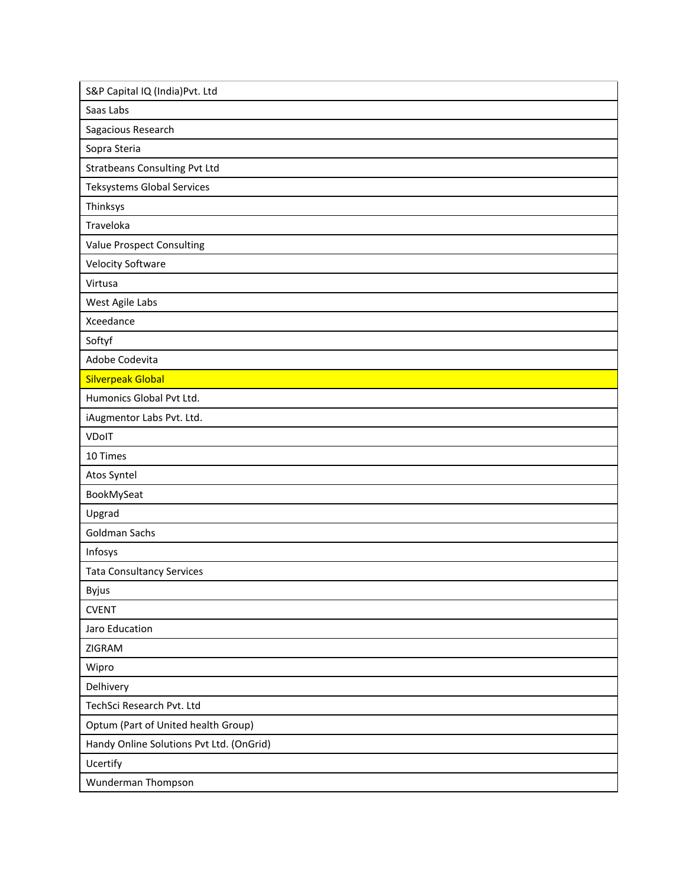| |
|---|
| S&P Capital IQ (India)Pvt. Ltd |
| Saas Labs |
| Sagacious Research |
| Sopra Steria |
| Stratbeans Consulting Pvt Ltd |
| Teksystems Global Services |
| Thinksys |
| Traveloka |
| Value Prospect Consulting |
| Velocity Software |
| Virtusa |
| West Agile Labs |
| Xceedance |
| Softyf |
| Adobe Codevita |
| Silverpeak Global |
| Humonics Global Pvt Ltd. |
| iAugmentor Labs Pvt. Ltd. |
| VDoIT |
| 10 Times |
| Atos Syntel |
| BookMySeat |
| Upgrad |
| Goldman Sachs |
| Infosys |
| Tata Consultancy Services |
| Byjus |
| CVENT |
| Jaro Education |
| ZIGRAM |
| Wipro |
| Delhivery |
| TechSci Research Pvt. Ltd |
| Optum (Part of United health Group) |
| Handy Online Solutions Pvt Ltd. (OnGrid) |
| Ucertify |
| Wunderman Thompson |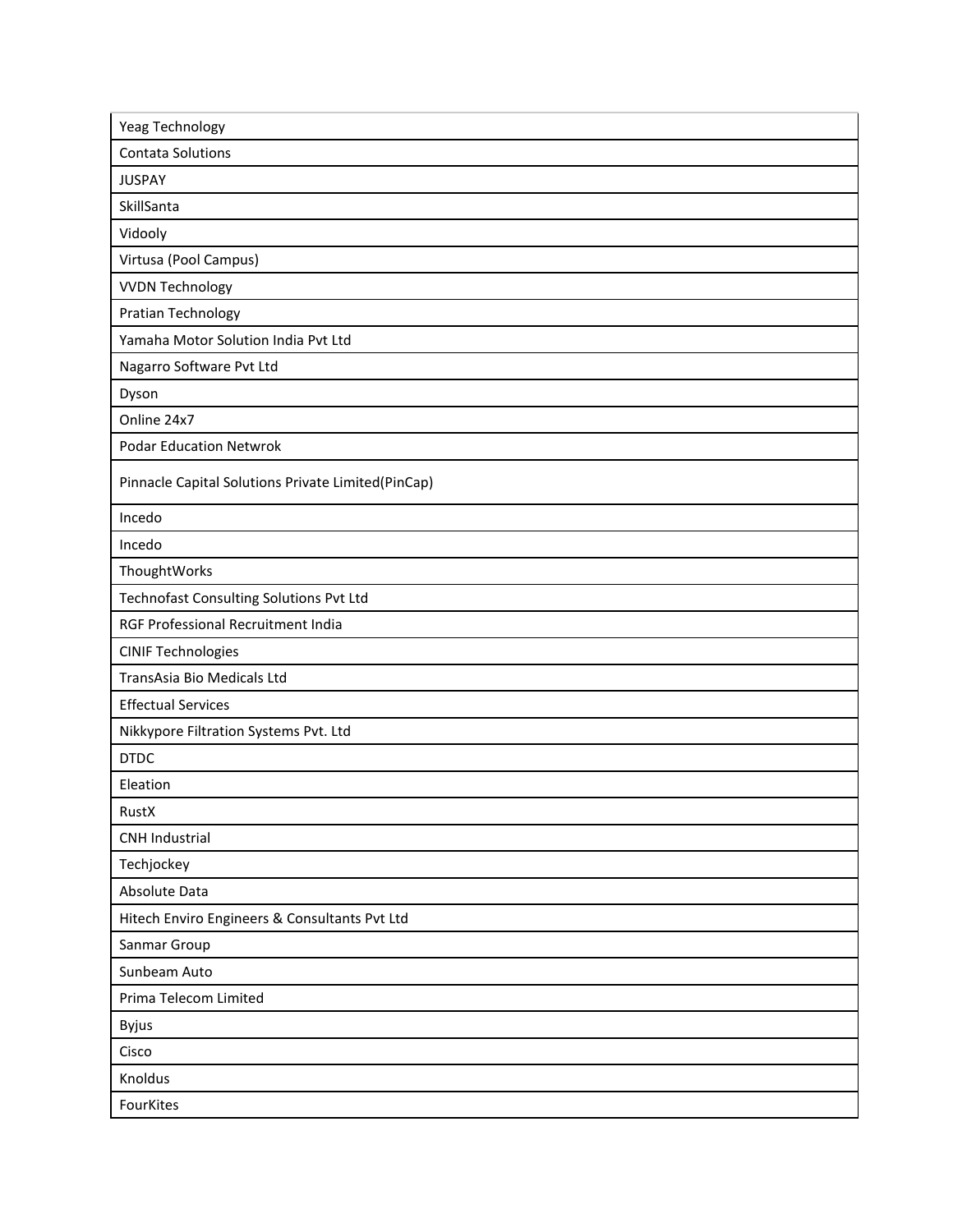| Yeag Technology |
|---|
| Contata Solutions |
| JUSPAY |
| SkillSanta |
| Vidooly |
| Virtusa (Pool Campus) |
| VVDN Technology |
| Pratian Technology |
| Yamaha Motor Solution India Pvt Ltd |
| Nagarro Software Pvt Ltd |
| Dyson |
| Online 24x7 |
| Podar Education Netwrok |
| Pinnacle Capital Solutions Private Limited(PinCap) |
| Incedo |
| Incedo |
| ThoughtWorks |
| Technofast Consulting Solutions Pvt Ltd |
| RGF Professional Recruitment India |
| CINIF Technologies |
| TransAsia Bio Medicals Ltd |
| Effectual Services |
| Nikkypore Filtration Systems Pvt. Ltd |
| DTDC |
| Eleation |
| RustX |
| CNH Industrial |
| Techjockey |
| Absolute Data |
| Hitech Enviro Engineers & Consultants Pvt Ltd |
| Sanmar Group |
| Sunbeam Auto |
| Prima Telecom Limited |
| Byjus |
| Cisco |
| Knoldus |
| FourKites |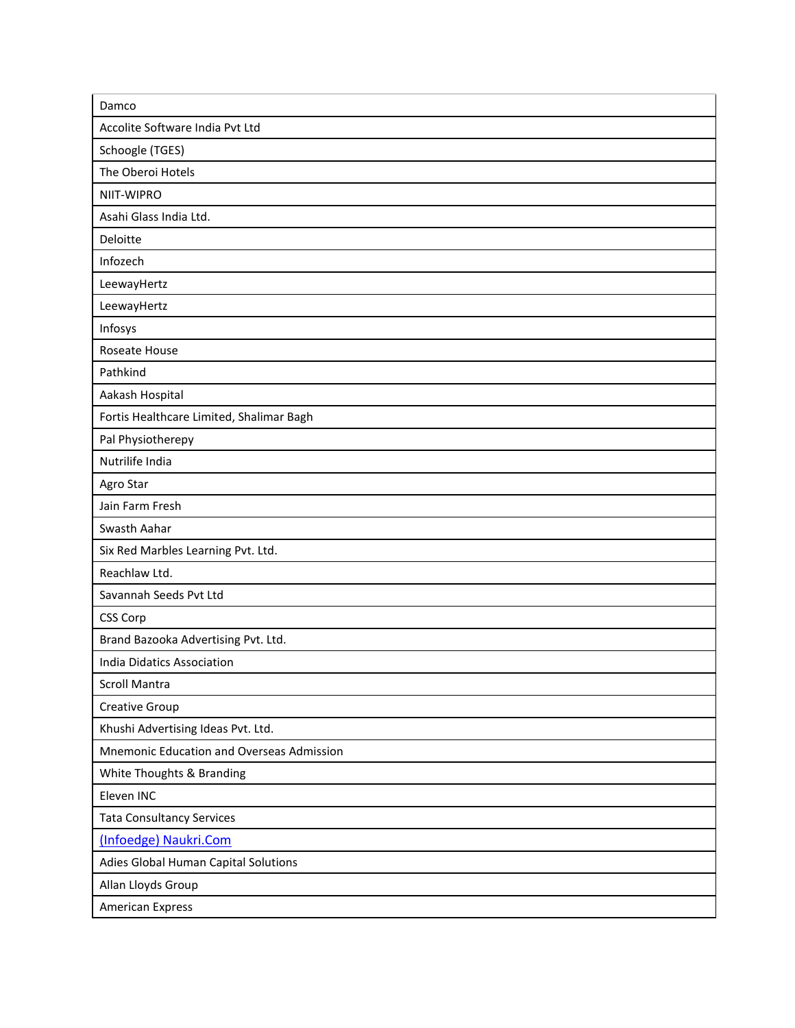| Damco |
| --- |
| Accolite Software India Pvt Ltd |
| Schoogle (TGES) |
| The Oberoi Hotels |
| NIIT-WIPRO |
| Asahi Glass India Ltd. |
| Deloitte |
| Infozech |
| LeewayHertz |
| LeewayHertz |
| Infosys |
| Roseate House |
| Pathkind |
| Aakash Hospital |
| Fortis Healthcare Limited, Shalimar Bagh |
| Pal Physiotherepy |
| Nutrilife India |
| Agro Star |
| Jain Farm Fresh |
| Swasth Aahar |
| Six Red Marbles Learning Pvt. Ltd. |
| Reachlaw Ltd. |
| Savannah Seeds Pvt Ltd |
| CSS Corp |
| Brand Bazooka Advertising Pvt. Ltd. |
| India Didatics Association |
| Scroll Mantra |
| Creative Group |
| Khushi Advertising Ideas Pvt. Ltd. |
| Mnemonic Education and Overseas Admission |
| White Thoughts & Branding |
| Eleven INC |
| Tata Consultancy Services |
| (Infoedge) Naukri.Com |
| Adies Global Human Capital Solutions |
| Allan Lloyds Group |
| American Express |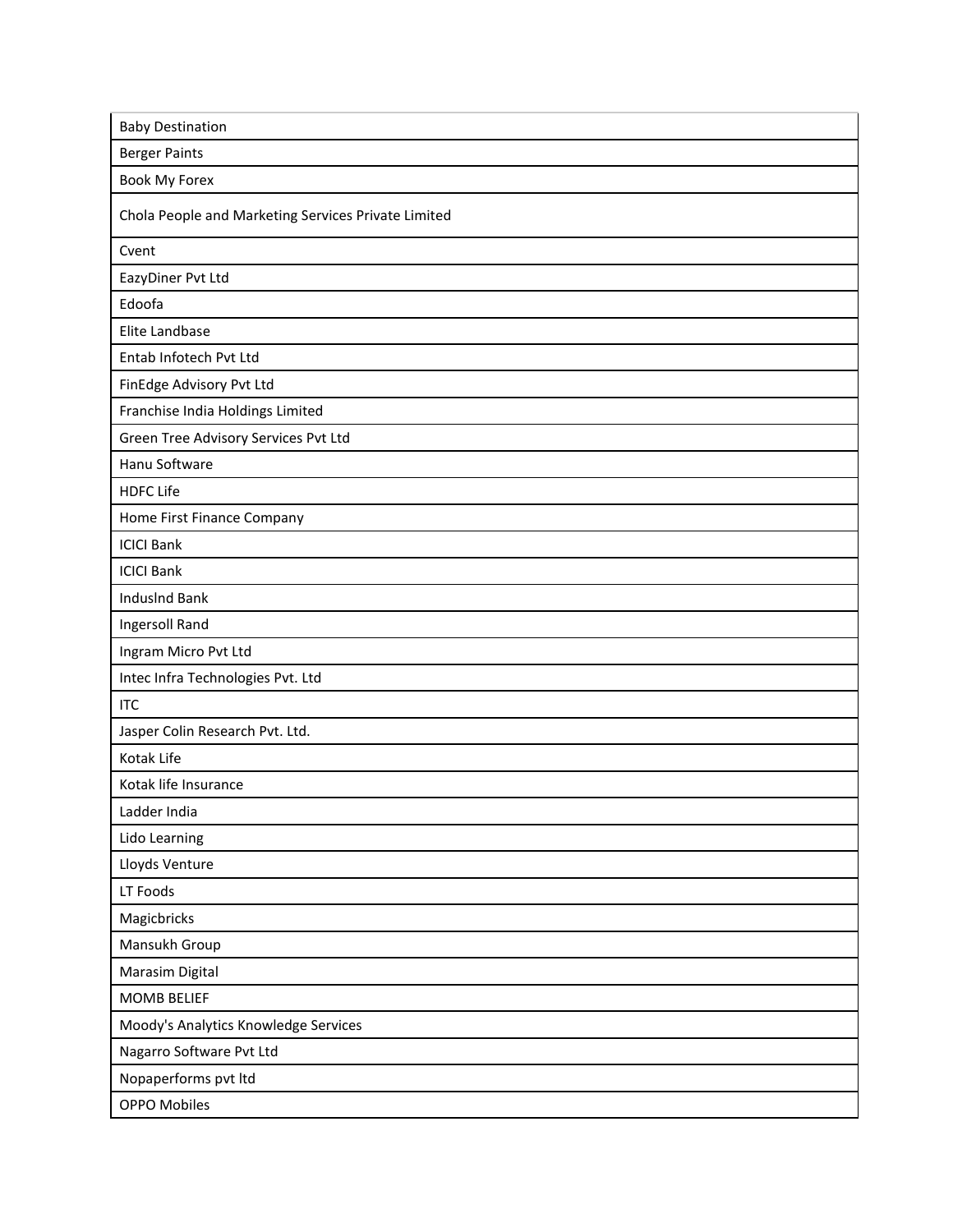| Baby Destination |
|---|
| Berger Paints |
| Book My Forex |
| Chola People and Marketing Services Private Limited |
| Cvent |
| EazyDiner Pvt Ltd |
| Edoofa |
| Elite Landbase |
| Entab Infotech Pvt Ltd |
| FinEdge Advisory Pvt Ltd |
| Franchise India Holdings Limited |
| Green Tree Advisory Services Pvt Ltd |
| Hanu Software |
| HDFC Life |
| Home First Finance Company |
| ICICI Bank |
| ICICI Bank |
| Induslnd Bank |
| Ingersoll Rand |
| Ingram Micro Pvt Ltd |
| Intec Infra Technologies Pvt. Ltd |
| ITC |
| Jasper Colin Research Pvt. Ltd. |
| Kotak Life |
| Kotak life Insurance |
| Ladder India |
| Lido Learning |
| Lloyds Venture |
| LT Foods |
| Magicbricks |
| Mansukh Group |
| Marasim Digital |
| MOMB BELIEF |
| Moody's Analytics Knowledge Services |
| Nagarro Software Pvt Ltd |
| Nopaperforms pvt ltd |
| OPPO Mobiles |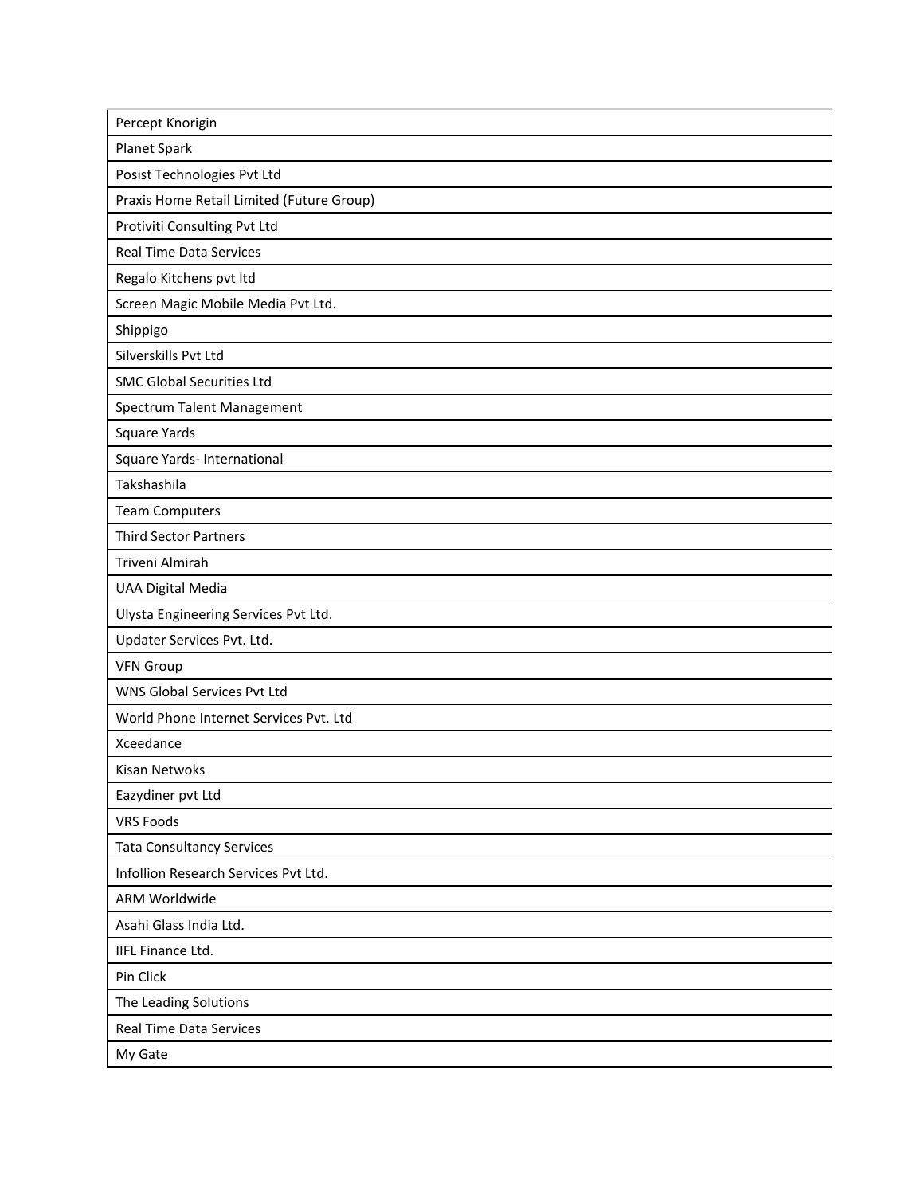| Percept Knorigin |
|---|
| Planet Spark |
| Posist Technologies Pvt Ltd |
| Praxis Home Retail Limited (Future Group) |
| Protiviti Consulting Pvt Ltd |
| Real Time Data Services |
| Regalo Kitchens pvt ltd |
| Screen Magic Mobile Media Pvt Ltd. |
| Shippigo |
| Silverskills Pvt Ltd |
| SMC Global Securities Ltd |
| Spectrum Talent Management |
| Square Yards |
| Square Yards- International |
| Takshashila |
| Team Computers |
| Third Sector Partners |
| Triveni Almirah |
| UAA Digital Media |
| Ulysta Engineering Services Pvt Ltd. |
| Updater Services Pvt. Ltd. |
| VFN Group |
| WNS Global Services Pvt Ltd |
| World Phone Internet Services Pvt. Ltd |
| Xceedance |
| Kisan Netwoks |
| Eazydiner pvt Ltd |
| VRS Foods |
| Tata Consultancy Services |
| Infollion Research Services Pvt Ltd. |
| ARM Worldwide |
| Asahi Glass India Ltd. |
| IIFL Finance Ltd. |
| Pin Click |
| The Leading Solutions |
| Real Time Data Services |
| My Gate |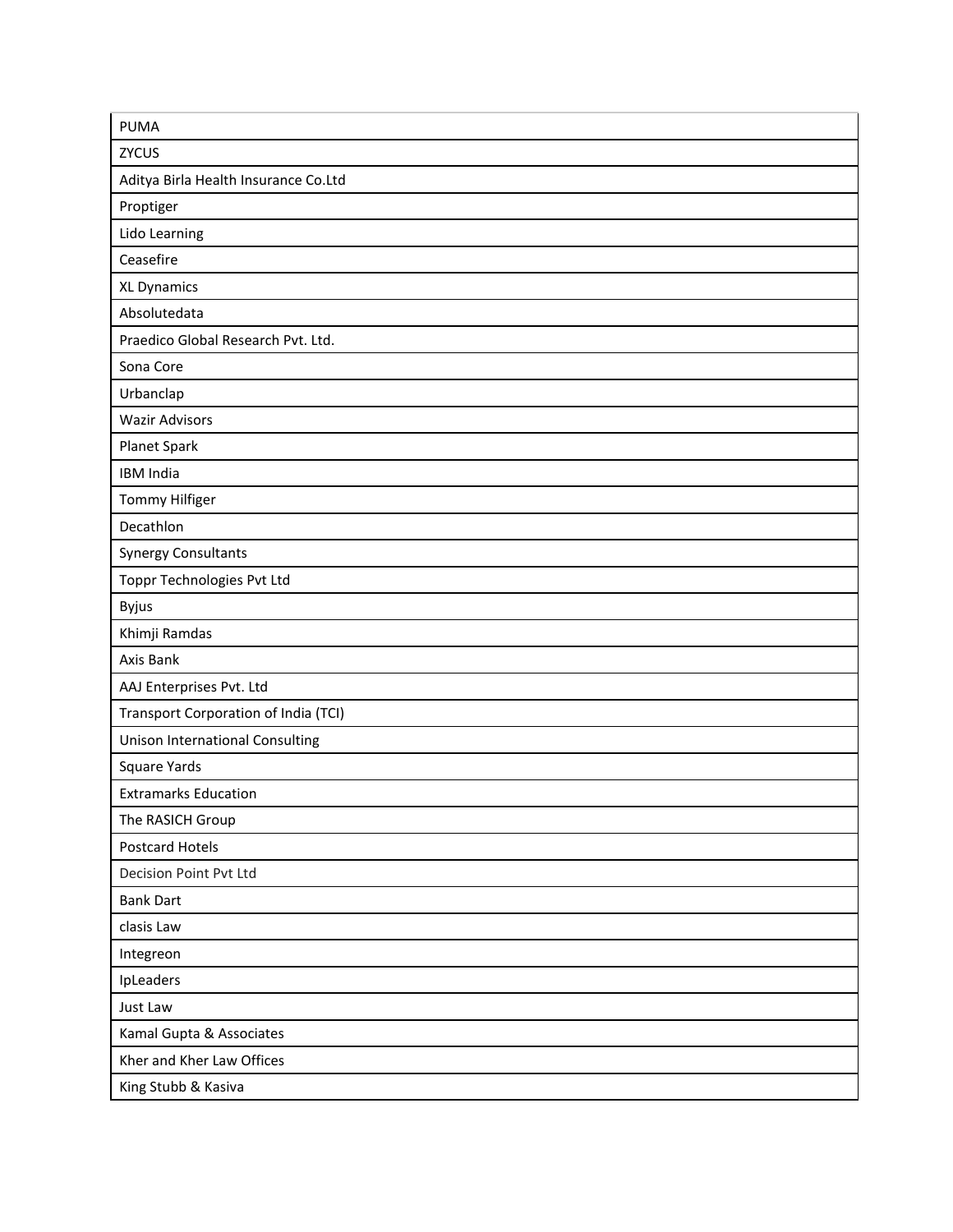| PUMA |
| --- |
| ZYCUS |
| Aditya Birla Health Insurance Co.Ltd |
| Proptiger |
| Lido Learning |
| Ceasefire |
| XL Dynamics |
| Absolutedata |
| Praedico Global Research Pvt. Ltd. |
| Sona Core |
| Urbanclap |
| Wazir Advisors |
| Planet Spark |
| IBM India |
| Tommy Hilfiger |
| Decathlon |
| Synergy Consultants |
| Toppr Technologies Pvt Ltd |
| Byjus |
| Khimji Ramdas |
| Axis Bank |
| AAJ Enterprises Pvt. Ltd |
| Transport Corporation of India (TCI) |
| Unison International Consulting |
| Square Yards |
| Extramarks Education |
| The RASICH Group |
| Postcard Hotels |
| Decision Point Pvt Ltd |
| Bank Dart |
| clasis Law |
| Integreon |
| IpLeaders |
| Just Law |
| Kamal Gupta & Associates |
| Kher and Kher Law Offices |
| King Stubb & Kasiva |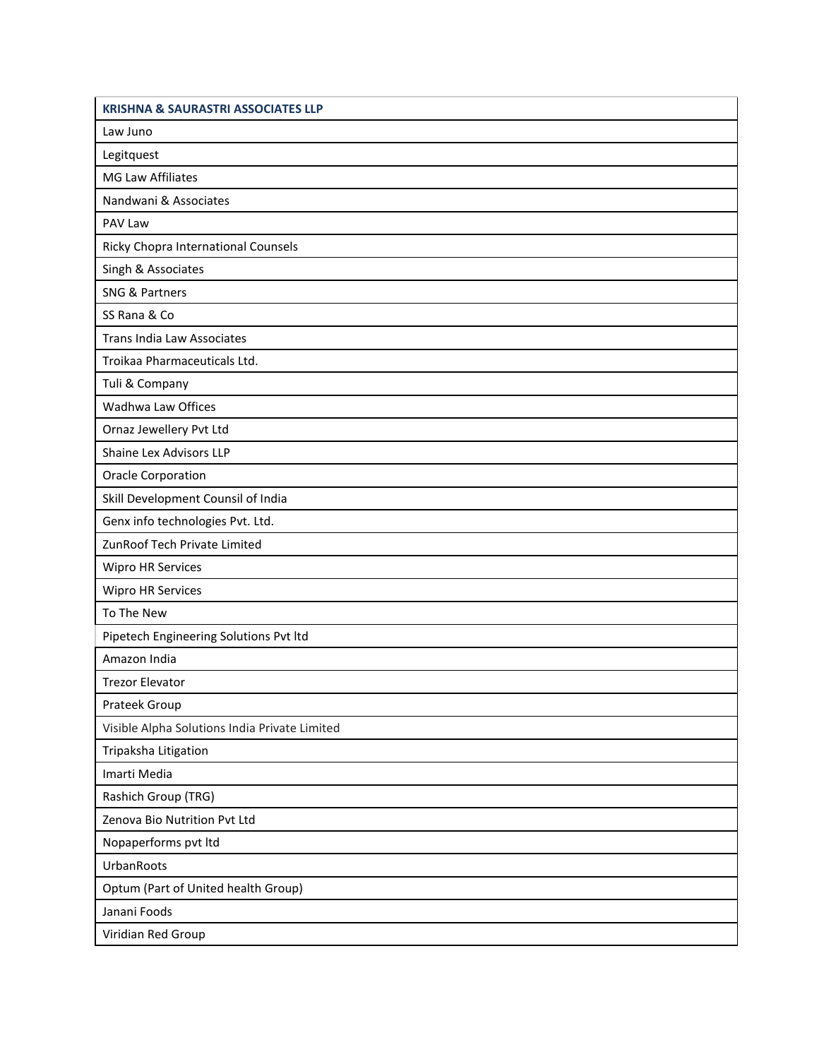| KRISHNA & SAURASTRI ASSOCIATES LLP |
|---|
| Law Juno |
| Legitquest |
| MG Law Affiliates |
| Nandwani & Associates |
| PAV Law |
| Ricky Chopra International Counsels |
| Singh & Associates |
| SNG & Partners |
| SS Rana & Co |
| Trans India Law Associates |
| Troikaa Pharmaceuticals Ltd. |
| Tuli & Company |
| Wadhwa Law Offices |
| Ornaz Jewellery Pvt Ltd |
| Shaine Lex Advisors LLP |
| Oracle Corporation |
| Skill Development Counsil of India |
| Genx info technologies Pvt. Ltd. |
| ZunRoof Tech Private Limited |
| Wipro HR Services |
| Wipro HR Services |
| To The New |
| Pipetech Engineering Solutions Pvt ltd |
| Amazon India |
| Trezor Elevator |
| Prateek Group |
| Visible Alpha Solutions India Private Limited |
| Tripaksha Litigation |
| Imarti Media |
| Rashich Group (TRG) |
| Zenova Bio Nutrition Pvt Ltd |
| Nopaperforms pvt ltd |
| UrbanRoots |
| Optum (Part of United health Group) |
| Janani Foods |
| Viridian Red Group |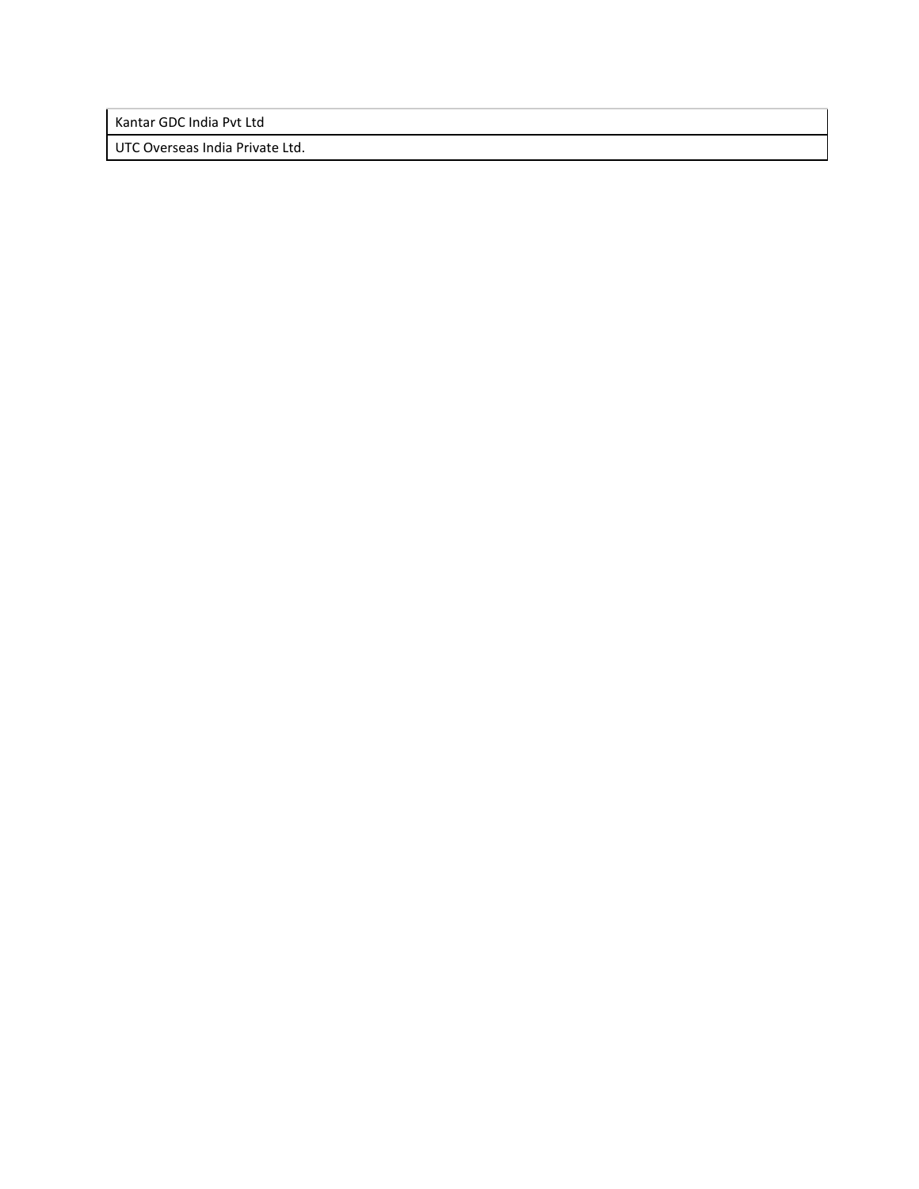| |
|---|
| Kantar GDC India Pvt Ltd |
| UTC Overseas India Private Ltd. |